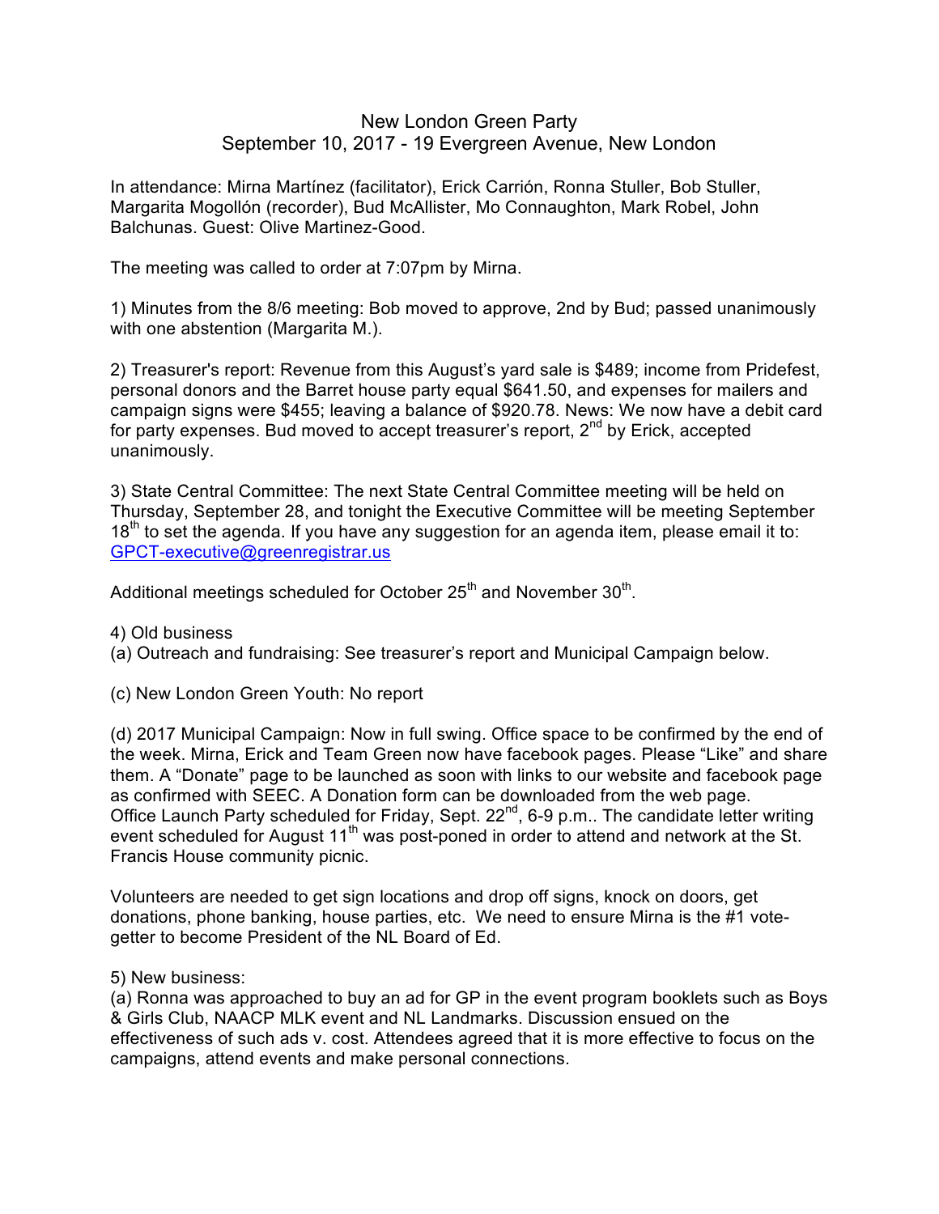# New London Green Party
## September 10, 2017 - 19 Evergreen Avenue, New London

In attendance: Mirna Martínez (facilitator), Erick Carrión, Ronna Stuller, Bob Stuller, Margarita Mogollón (recorder), Bud McAllister, Mo Connaughton, Mark Robel, John Balchunas. Guest: Olive Martinez-Good.

The meeting was called to order at 7:07pm by Mirna.

1) Minutes from the 8/6 meeting: Bob moved to approve, 2nd by Bud; passed unanimously with one abstention (Margarita M.).

2) Treasurer's report: Revenue from this August's yard sale is $489; income from Pridefest, personal donors and the Barret house party equal $641.50, and expenses for mailers and campaign signs were $455; leaving a balance of $920.78. News: We now have a debit card for party expenses. Bud moved to accept treasurer's report, 2nd by Erick, accepted unanimously.

3) State Central Committee: The next State Central Committee meeting will be held on Thursday, September 28, and tonight the Executive Committee will be meeting September 18th to set the agenda. If you have any suggestion for an agenda item, please email it to: GPCT-executive@greenregistrar.us

Additional meetings scheduled for October 25th and November 30th.

4) Old business

(a) Outreach and fundraising: See treasurer's report and Municipal Campaign below.

(c) New London Green Youth: No report

(d) 2017 Municipal Campaign: Now in full swing. Office space to be confirmed by the end of the week. Mirna, Erick and Team Green now have facebook pages. Please "Like" and share them. A "Donate" page to be launched as soon with links to our website and facebook page as confirmed with SEEC. A Donation form can be downloaded from the web page. Office Launch Party scheduled for Friday, Sept. 22nd, 6-9 p.m.. The candidate letter writing event scheduled for August 11th was post-poned in order to attend and network at the St. Francis House community picnic.

Volunteers are needed to get sign locations and drop off signs, knock on doors, get donations, phone banking, house parties, etc. We need to ensure Mirna is the #1 vote-getter to become President of the NL Board of Ed.

5) New business:

(a) Ronna was approached to buy an ad for GP in the event program booklets such as Boys & Girls Club, NAACP MLK event and NL Landmarks. Discussion ensued on the effectiveness of such ads v. cost. Attendees agreed that it is more effective to focus on the campaigns, attend events and make personal connections.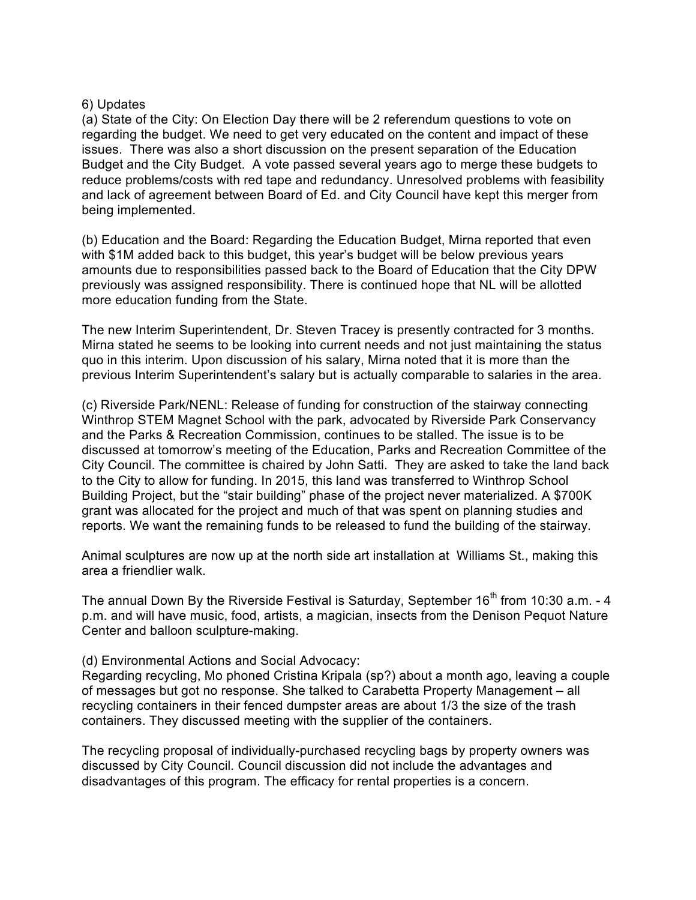6) Updates

(a) State of the City: On Election Day there will be 2 referendum questions to vote on regarding the budget. We need to get very educated on the content and impact of these issues. There was also a short discussion on the present separation of the Education Budget and the City Budget. A vote passed several years ago to merge these budgets to reduce problems/costs with red tape and redundancy. Unresolved problems with feasibility and lack of agreement between Board of Ed. and City Council have kept this merger from being implemented.

(b) Education and the Board: Regarding the Education Budget, Mirna reported that even with $1M added back to this budget, this year's budget will be below previous years amounts due to responsibilities passed back to the Board of Education that the City DPW previously was assigned responsibility. There is continued hope that NL will be allotted more education funding from the State.

The new Interim Superintendent, Dr. Steven Tracey is presently contracted for 3 months. Mirna stated he seems to be looking into current needs and not just maintaining the status quo in this interim. Upon discussion of his salary, Mirna noted that it is more than the previous Interim Superintendent's salary but is actually comparable to salaries in the area.

(c) Riverside Park/NENL: Release of funding for construction of the stairway connecting Winthrop STEM Magnet School with the park, advocated by Riverside Park Conservancy and the Parks & Recreation Commission, continues to be stalled. The issue is to be discussed at tomorrow's meeting of the Education, Parks and Recreation Committee of the City Council. The committee is chaired by John Satti. They are asked to take the land back to the City to allow for funding. In 2015, this land was transferred to Winthrop School Building Project, but the "stair building" phase of the project never materialized. A $700K grant was allocated for the project and much of that was spent on planning studies and reports. We want the remaining funds to be released to fund the building of the stairway.

Animal sculptures are now up at the north side art installation at Williams St., making this area a friendlier walk.

The annual Down By the Riverside Festival is Saturday, September 16th from 10:30 a.m. - 4 p.m. and will have music, food, artists, a magician, insects from the Denison Pequot Nature Center and balloon sculpture-making.

(d) Environmental Actions and Social Advocacy:
Regarding recycling, Mo phoned Cristina Kripala (sp?) about a month ago, leaving a couple of messages but got no response. She talked to Carabetta Property Management – all recycling containers in their fenced dumpster areas are about 1/3 the size of the trash containers. They discussed meeting with the supplier of the containers.

The recycling proposal of individually-purchased recycling bags by property owners was discussed by City Council. Council discussion did not include the advantages and disadvantages of this program. The efficacy for rental properties is a concern.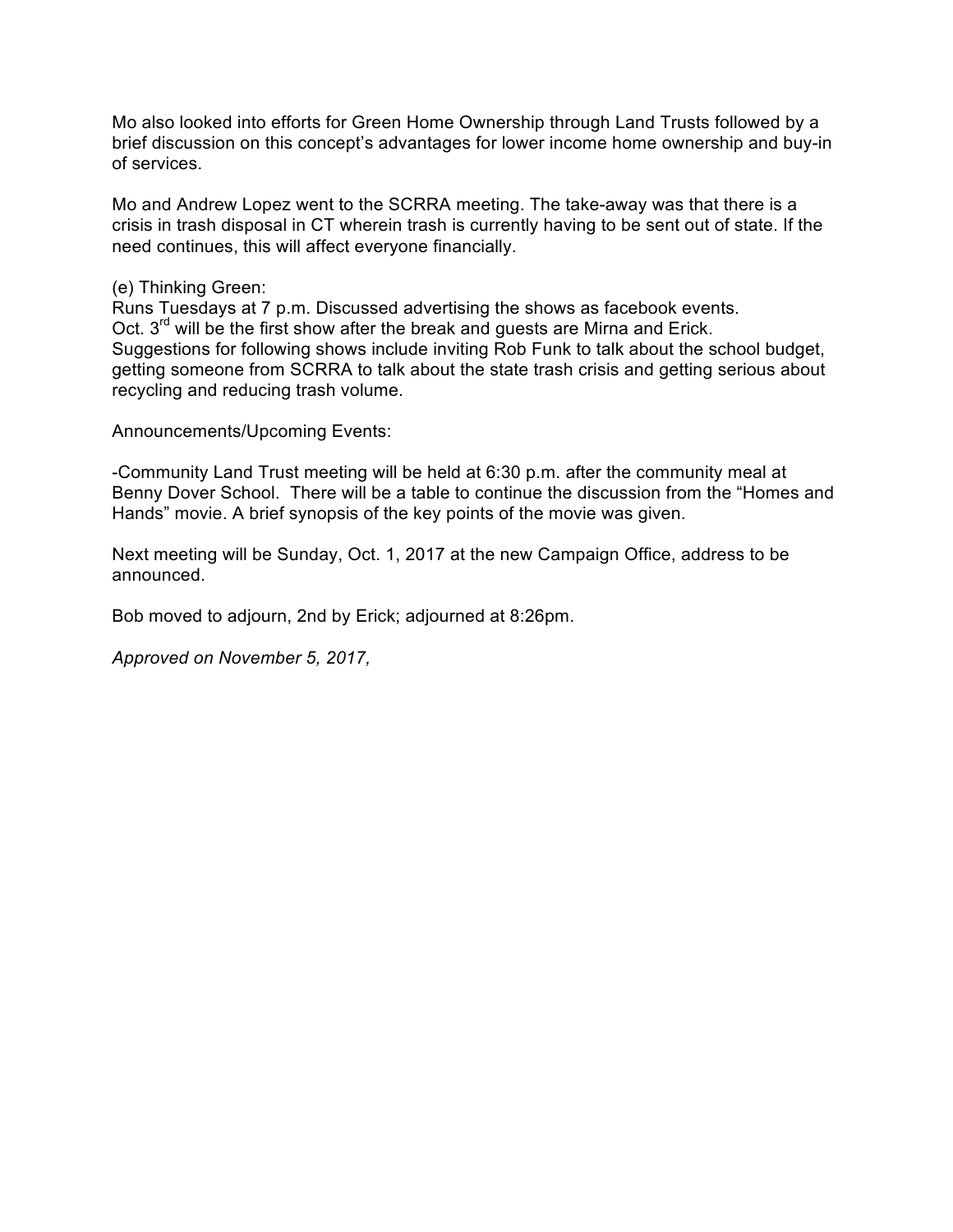Mo also looked into efforts for Green Home Ownership through Land Trusts followed by a brief discussion on this concept's advantages for lower income home ownership and buy-in of services.

Mo and Andrew Lopez went to the SCRRA meeting. The take-away was that there is a crisis in trash disposal in CT wherein trash is currently having to be sent out of state. If the need continues, this will affect everyone financially.

(e) Thinking Green:
Runs Tuesdays at 7 p.m. Discussed advertising the shows as facebook events.
Oct. 3rd will be the first show after the break and guests are Mirna and Erick.
Suggestions for following shows include inviting Rob Funk to talk about the school budget, getting someone from SCRRA to talk about the state trash crisis and getting serious about recycling and reducing trash volume.

Announcements/Upcoming Events:

-Community Land Trust meeting will be held at 6:30 p.m. after the community meal at Benny Dover School. There will be a table to continue the discussion from the "Homes and Hands" movie. A brief synopsis of the key points of the movie was given.

Next meeting will be Sunday, Oct. 1, 2017 at the new Campaign Office, address to be announced.

Bob moved to adjourn, 2nd by Erick; adjourned at 8:26pm.

*Approved on November 5, 2017,*